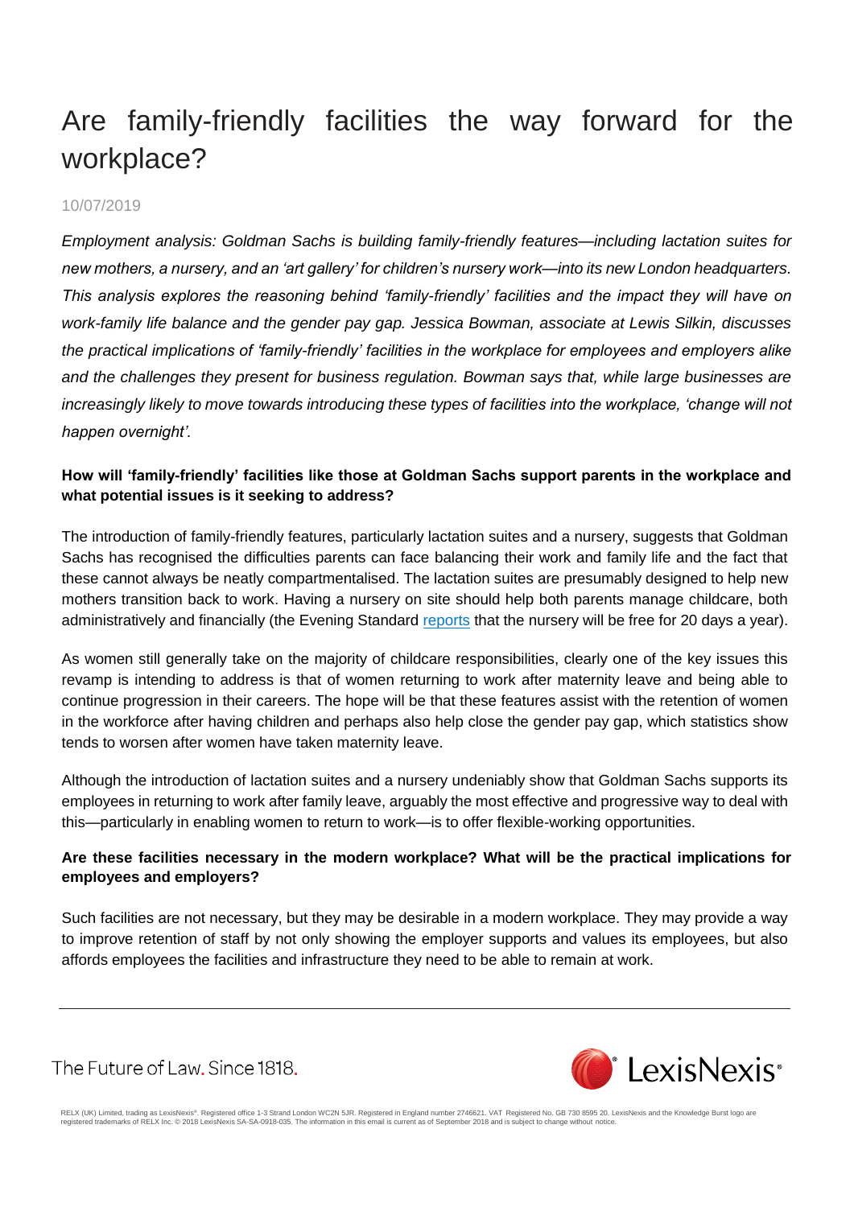# Are family-friendly facilities the way forward for the workplace?

10/07/2019

*Employment analysis: Goldman Sachs is building family-friendly features—including lactation suites for new mothers, a nursery, and an 'art gallery' for children's nursery work—into its new London headquarters. This analysis explores the reasoning behind 'family-friendly' facilities and the impact they will have on work-family life balance and the gender pay gap. Jessica Bowman, associate at Lewis Silkin, discusses the practical implications of 'family-friendly' facilities in the workplace for employees and employers alike and the challenges they present for business regulation. Bowman says that, while large businesses are increasingly likely to move towards introducing these types of facilities into the workplace, 'change will not happen overnight'.*

**How will 'family-friendly' facilities like those at Goldman Sachs support parents in the workplace and what potential issues is it seeking to address?**

The introduction of family-friendly features, particularly lactation suites and a nursery, suggests that Goldman Sachs has recognised the difficulties parents can face balancing their work and family life and the fact that these cannot always be neatly compartmentalised. The lactation suites are presumably designed to help new mothers transition back to work. Having a nursery on site should help both parents manage childcare, both administratively and financially (the Evening Standard reports that the nursery will be free for 20 days a year).

As women still generally take on the majority of childcare responsibilities, clearly one of the key issues this revamp is intending to address is that of women returning to work after maternity leave and being able to continue progression in their careers. The hope will be that these features assist with the retention of women in the workforce after having children and perhaps also help close the gender pay gap, which statistics show tends to worsen after women have taken maternity leave.

Although the introduction of lactation suites and a nursery undeniably show that Goldman Sachs supports its employees in returning to work after family leave, arguably the most effective and progressive way to deal with this—particularly in enabling women to return to work—is to offer flexible-working opportunities.

**Are these facilities necessary in the modern workplace? What will be the practical implications for employees and employers?**

Such facilities are not necessary, but they may be desirable in a modern workplace. They may provide a way to improve retention of staff by not only showing the employer supports and values its employees, but also affords employees the facilities and infrastructure they need to be able to remain at work.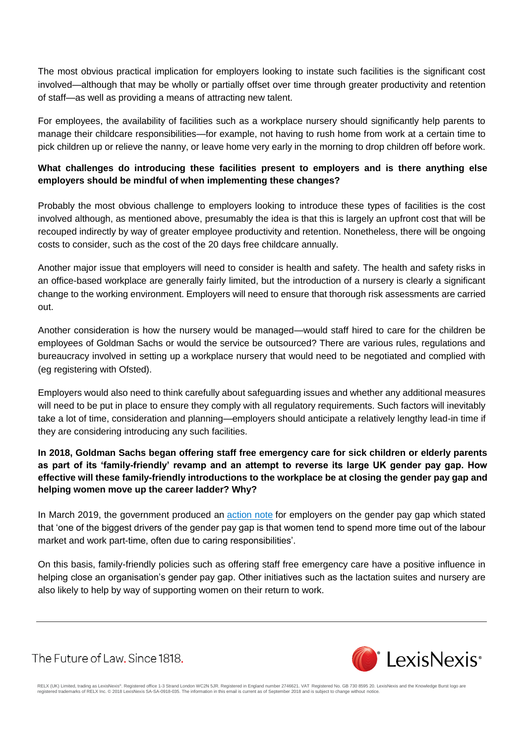The most obvious practical implication for employers looking to instate such facilities is the significant cost involved—although that may be wholly or partially offset over time through greater productivity and retention of staff—as well as providing a means of attracting new talent.

For employees, the availability of facilities such as a workplace nursery should significantly help parents to manage their childcare responsibilities—for example, not having to rush home from work at a certain time to pick children up or relieve the nanny, or leave home very early in the morning to drop children off before work.

**What challenges do introducing these facilities present to employers and is there anything else employers should be mindful of when implementing these changes?**

Probably the most obvious challenge to employers looking to introduce these types of facilities is the cost involved although, as mentioned above, presumably the idea is that this is largely an upfront cost that will be recouped indirectly by way of greater employee productivity and retention. Nonetheless, there will be ongoing costs to consider, such as the cost of the 20 days free childcare annually.

Another major issue that employers will need to consider is health and safety. The health and safety risks in an office-based workplace are generally fairly limited, but the introduction of a nursery is clearly a significant change to the working environment. Employers will need to ensure that thorough risk assessments are carried out.

Another consideration is how the nursery would be managed—would staff hired to care for the children be employees of Goldman Sachs or would the service be outsourced? There are various rules, regulations and bureaucracy involved in setting up a workplace nursery that would need to be negotiated and complied with (eg registering with Ofsted).

Employers would also need to think carefully about safeguarding issues and whether any additional measures will need to be put in place to ensure they comply with all regulatory requirements. Such factors will inevitably take a lot of time, consideration and planning—employers should anticipate a relatively lengthy lead-in time if they are considering introducing any such facilities.

**In 2018, Goldman Sachs began offering staff free emergency care for sick children or elderly parents as part of its 'family-friendly' revamp and an attempt to reverse its large UK gender pay gap. How effective will these family-friendly introductions to the workplace be at closing the gender pay gap and helping women move up the career ladder? Why?**

In March 2019, the government produced an action note for employers on the gender pay gap which stated that 'one of the biggest drivers of the gender pay gap is that women tend to spend more time out of the labour market and work part-time, often due to caring responsibilities'.

On this basis, family-friendly policies such as offering staff free emergency care have a positive influence in helping close an organisation's gender pay gap. Other initiatives such as the lactation suites and nursery are also likely to help by way of supporting women on their return to work.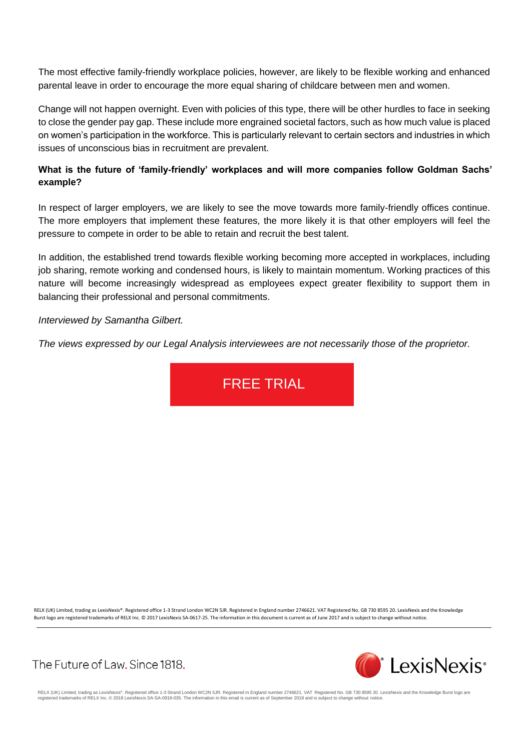The most effective family-friendly workplace policies, however, are likely to be flexible working and enhanced parental leave in order to encourage the more equal sharing of childcare between men and women.

Change will not happen overnight. Even with policies of this type, there will be other hurdles to face in seeking to close the gender pay gap. These include more engrained societal factors, such as how much value is placed on women's participation in the workforce. This is particularly relevant to certain sectors and industries in which issues of unconscious bias in recruitment are prevalent.

**What is the future of 'family-friendly' workplaces and will more companies follow Goldman Sachs' example?**

In respect of larger employers, we are likely to see the move towards more family-friendly offices continue. The more employers that implement these features, the more likely it is that other employers will feel the pressure to compete in order to be able to retain and recruit the best talent.

In addition, the established trend towards flexible working becoming more accepted in workplaces, including job sharing, remote working and condensed hours, is likely to maintain momentum. Working practices of this nature will become increasingly widespread as employees expect greater flexibility to support them in balancing their professional and personal commitments.

*Interviewed by Samantha Gilbert.*

*The views expressed by our Legal Analysis interviewees are not necessarily those of the proprietor.*

FREE TRIAL

RELX (UK) Limited, trading as LexisNexis®. Registered office 1-3 Strand London WC2N 5JR. Registered in England number 2746621. VAT Registered No. GB 730 8595 20. LexisNexis and the Knowledge Burst logo are registered trademarks of RELX Inc. © 2017 LexisNexis SA-0617-25. The information in this document is current as of June 2017 and is subject to change without notice.

The Future of Law. Since 1818.

LexisNexis®

RELX (UK) Limited, trading as LexisNexis®. Registered office 1-3 Strand London WC2N 5JR. Registered in England number 2746621. VAT Registered No. GB 730 8595 20. LexisNexis and the Knowledge Burst logo are registered trademarks of RELX Inc. © 2018 LexisNexis SA-SA-0918-035. The information in this email is current as of September 2018 and is subject to change without notice.